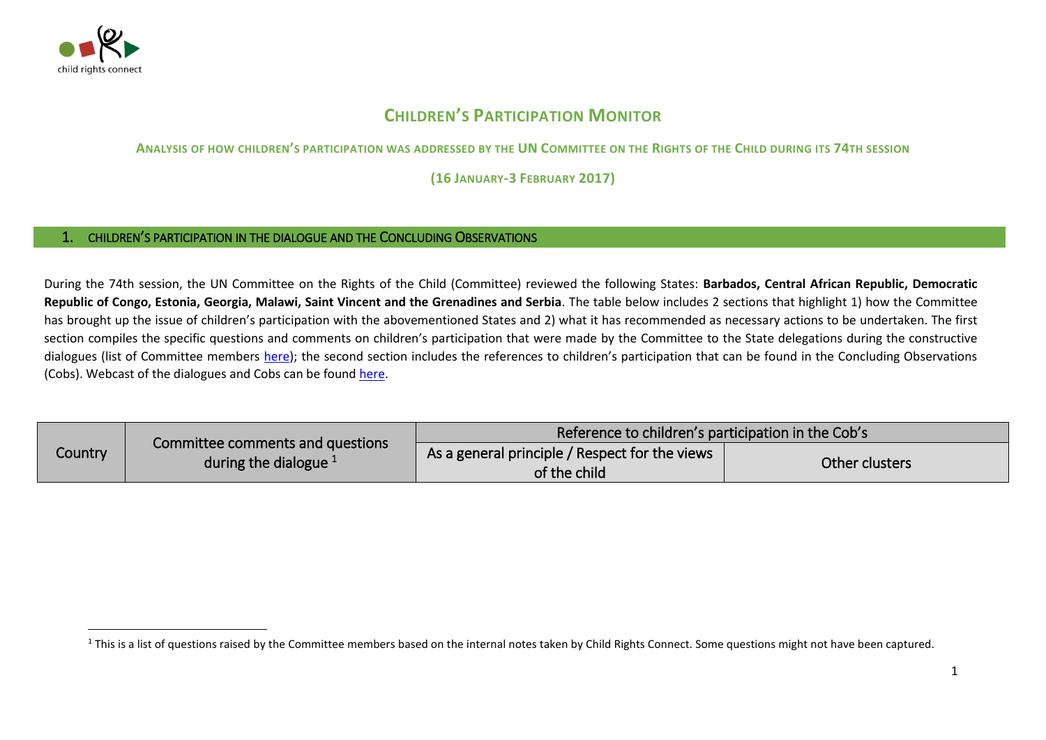child rights connect

# CHILDREN'S PARTICIPATION MONITOR

### ANALYSIS OF HOW CHILDREN'S PARTICIPATION WAS ADDRESSED BY THE UN COMMITTEE ON THE RIGHTS OF THE CHILD DURING ITS 74TH SESSION

### (16 JANUARY-3 FEBRUARY 2017)

## 1. CHILDREN'S PARTICIPATION IN THE DIALOGUE AND THE CONCLUDING OBSERVATIONS

During the 74th session, the UN Committee on the Rights of the Child (Committee) reviewed the following States: **Barbados, Central African Republic, Democratic Republic of Congo, Estonia, Georgia, Malawi, Saint Vincent and the Grenadines and Serbia**. The table below includes 2 sections that highlight 1) how the Committee has brought up the issue of children's participation with the abovementioned States and 2) what it has recommended as necessary actions to be undertaken. The first section compiles the specific questions and comments on children's participation that were made by the Committee to the State delegations during the constructive dialogues (list of Committee members here); the second section includes the references to children's participation that can be found in the Concluding Observations (Cobs). Webcast of the dialogues and Cobs can be found here.

| Country | Committee comments and questions during the dialogue [1] | Reference to children's participation in the Cob's | |
|---|---|---|---|
| | | As a general principle / Respect for the views of the child | Other clusters |

[1] This is a list of questions raised by the Committee members based on the internal notes taken by Child Rights Connect. Some questions might not have been captured.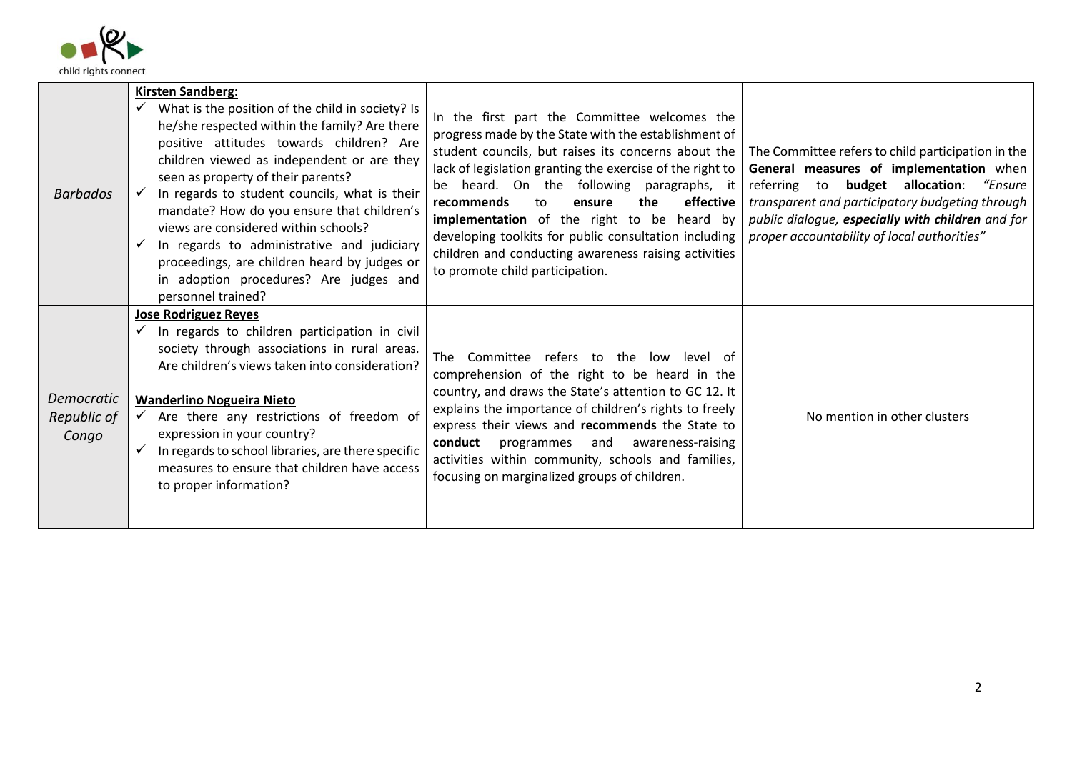| | | | |
|---|---|---|---|
| *Barbados* | **Kirsten Sandberg:**<br>✓ What is the position of the child in society? Is he/she respected within the family? Are there positive attitudes towards children? Are children viewed as independent or are they seen as property of their parents?<br>✓ In regards to student councils, what is their mandate? How do you ensure that children's views are considered within schools?<br>✓ In regards to administrative and judiciary proceedings, are children heard by judges or in adoption procedures? Are judges and personnel trained? | In the first part the Committee welcomes the progress made by the State with the establishment of student councils, but raises its concerns about the lack of legislation granting the exercise of the right to be heard. On the following paragraphs, it **recommends to ensure the effective implementation** of the right to be heard by developing toolkits for public consultation including children and conducting awareness raising activities to promote child participation. | The Committee refers to child participation in the **General measures of implementation** when referring to **budget allocation**: *"Ensure transparent and participatory budgeting through public dialogue, **especially with children** and for proper accountability of local authorities"* |
| *Democratic Republic of Congo* | **Jose Rodriguez Reyes**<br>✓ In regards to children participation in civil society through associations in rural areas. Are children's views taken into consideration?<br><br>**Wanderlino Nogueira Nieto**<br>✓ Are there any restrictions of freedom of expression in your country?<br>✓ In regards to school libraries, are there specific measures to ensure that children have access to proper information? | The Committee refers to the low level of comprehension of the right to be heard in the country, and draws the State's attention to GC 12. It explains the importance of children's rights to freely express their views and **recommends** the State to **conduct** programmes and awareness-raising activities within community, schools and families, focusing on marginalized groups of children. | No mention in other clusters |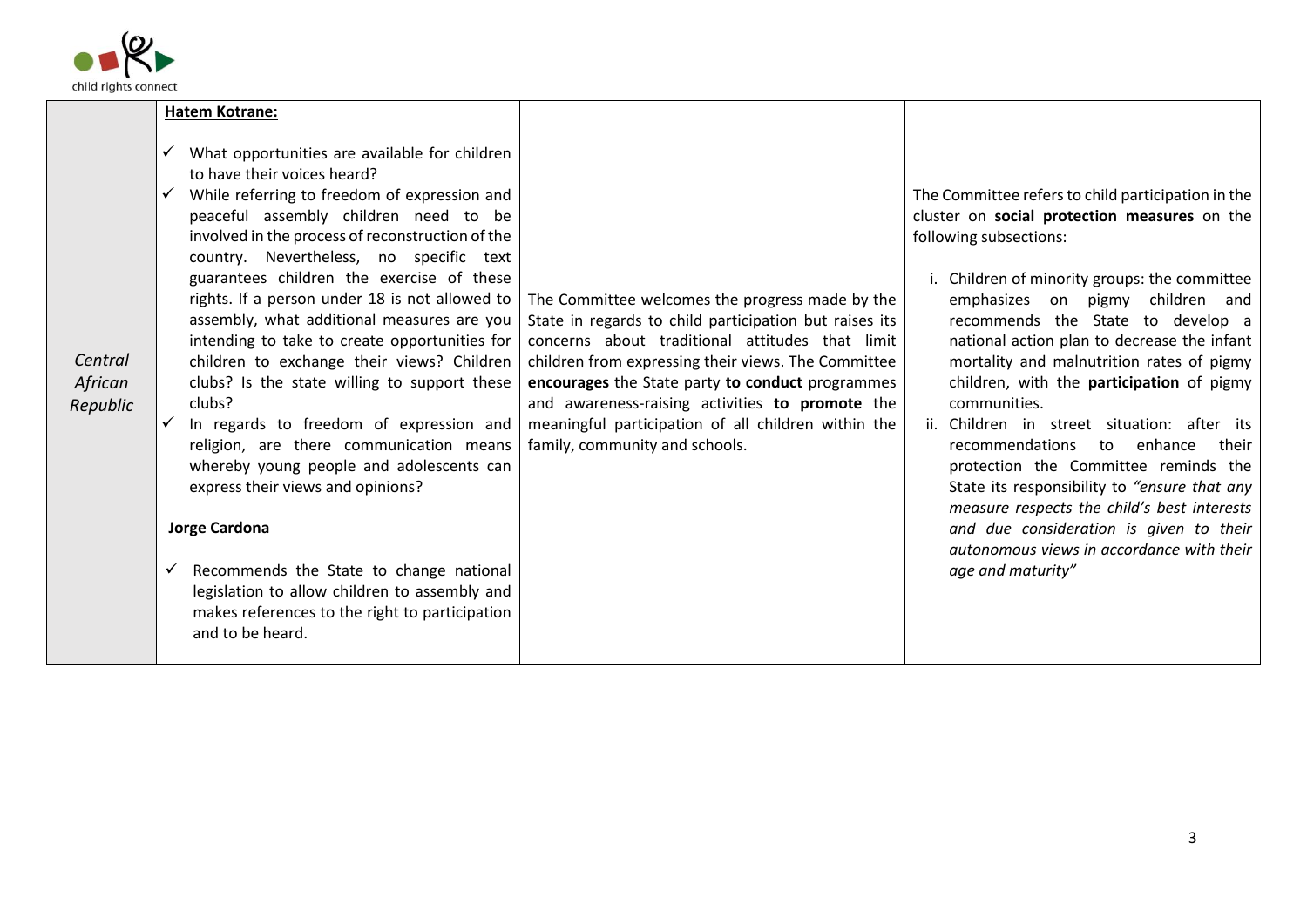| | | | |
|---|---|---|---|
| *Central African Republic* | **Hatem Kotrane:**<br><br>✓ What opportunities are available for children to have their voices heard?<br>✓ While referring to freedom of expression and peaceful assembly children need to be involved in the process of reconstruction of the country. Nevertheless, no specific text guarantees children the exercise of these rights. If a person under 18 is not allowed to assembly, what additional measures are you intending to take to create opportunities for children to exchange their views? Children clubs? Is the state willing to support these clubs?<br>✓ In regards to freedom of expression and religion, are there communication means whereby young people and adolescents can express their views and opinions?<br><br>**Jorge Cardona**<br><br>✓ Recommends the State to change national legislation to allow children to assembly and makes references to the right to participation and to be heard. | The Committee welcomes the progress made by the State in regards to child participation but raises its concerns about traditional attitudes that limit children from expressing their views. The Committee **encourages** the State party **to conduct** programmes and awareness-raising activities **to promote** the meaningful participation of all children within the family, community and schools. | The Committee refers to child participation in the cluster on **social protection measures** on the following subsections:<br><br>i. Children of minority groups: the committee emphasizes on pigmy children and recommends the State to develop a national action plan to decrease the infant mortality and malnutrition rates of pigmy children, with the **participation** of pigmy communities.<br>ii. Children in street situation: after its recommendations to enhance their protection the Committee reminds the State its responsibility to *"ensure that any measure respects the child's best interests and due consideration is given to their autonomous views in accordance with their age and maturity"* |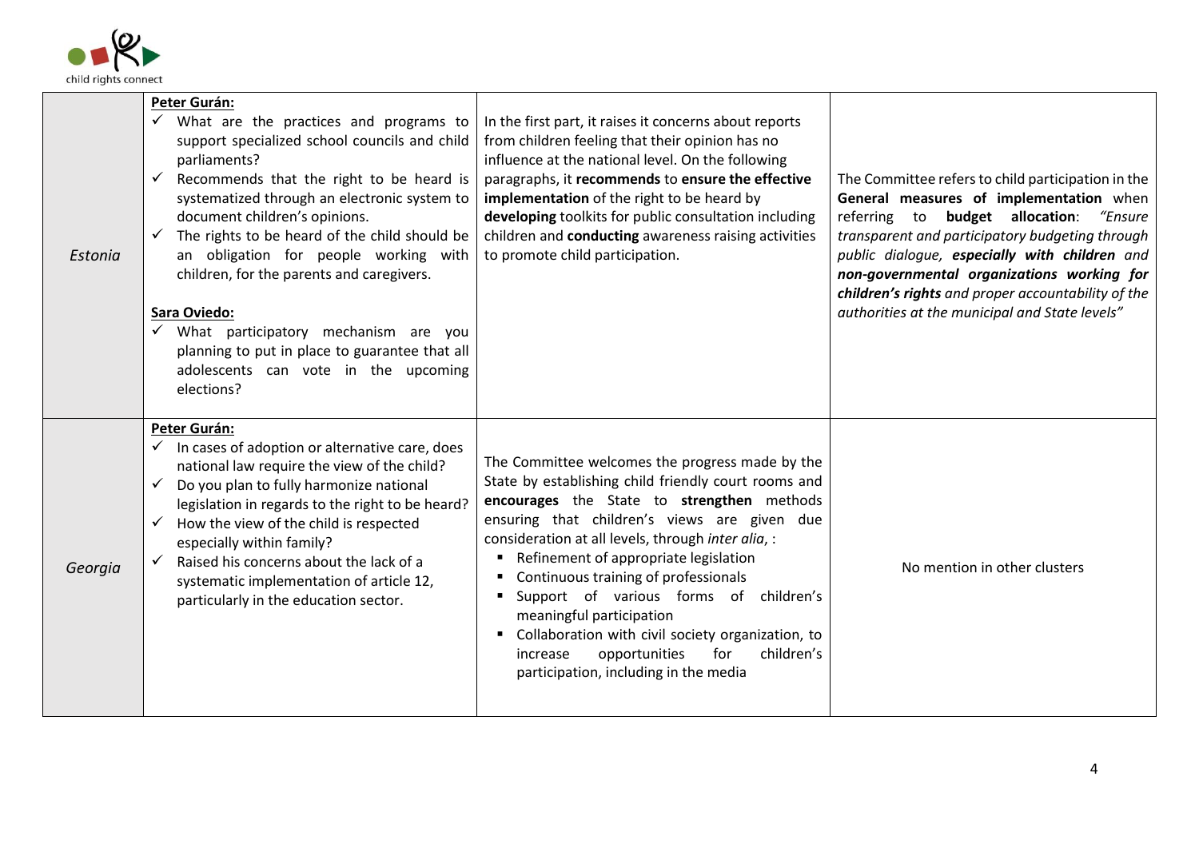| | | | |
|---|---|---|---|
| *Estonia* | **Peter Gurán:**<br>✓ What are the practices and programs to support specialized school councils and child parliaments?<br>✓ Recommends that the right to be heard is systematized through an electronic system to document children's opinions.<br>✓ The rights to be heard of the child should be an obligation for people working with children, for the parents and caregivers.<br><br>**Sara Oviedo:**<br>✓ What participatory mechanism are you planning to put in place to guarantee that all adolescents can vote in the upcoming elections? | In the first part, it raises it concerns about reports from children feeling that their opinion has no influence at the national level. On the following paragraphs, it **recommends** to **ensure the effective implementation** of the right to be heard by **developing** toolkits for public consultation including children and **conducting** awareness raising activities to promote child participation. | The Committee refers to child participation in the **General measures of implementation** when referring to **budget allocation**: *"Ensure transparent and participatory budgeting through public dialogue, **especially with children** and **non-governmental organizations working for children's rights** and proper accountability of the authorities at the municipal and State levels"* |
| *Georgia* | **Peter Gurán:**<br>✓ In cases of adoption or alternative care, does national law require the view of the child?<br>✓ Do you plan to fully harmonize national legislation in regards to the right to be heard?<br>✓ How the view of the child is respected especially within family?<br>✓ Raised his concerns about the lack of a systematic implementation of article 12, particularly in the education sector. | The Committee welcomes the progress made by the State by establishing child friendly court rooms and **encourages** the State to **strengthen** methods ensuring that children's views are given due consideration at all levels, through *inter alia*, :<br>▪ Refinement of appropriate legislation<br>▪ Continuous training of professionals<br>▪ Support of various forms of children's meaningful participation<br>▪ Collaboration with civil society organization, to increase opportunities for children's participation, including in the media | No mention in other clusters |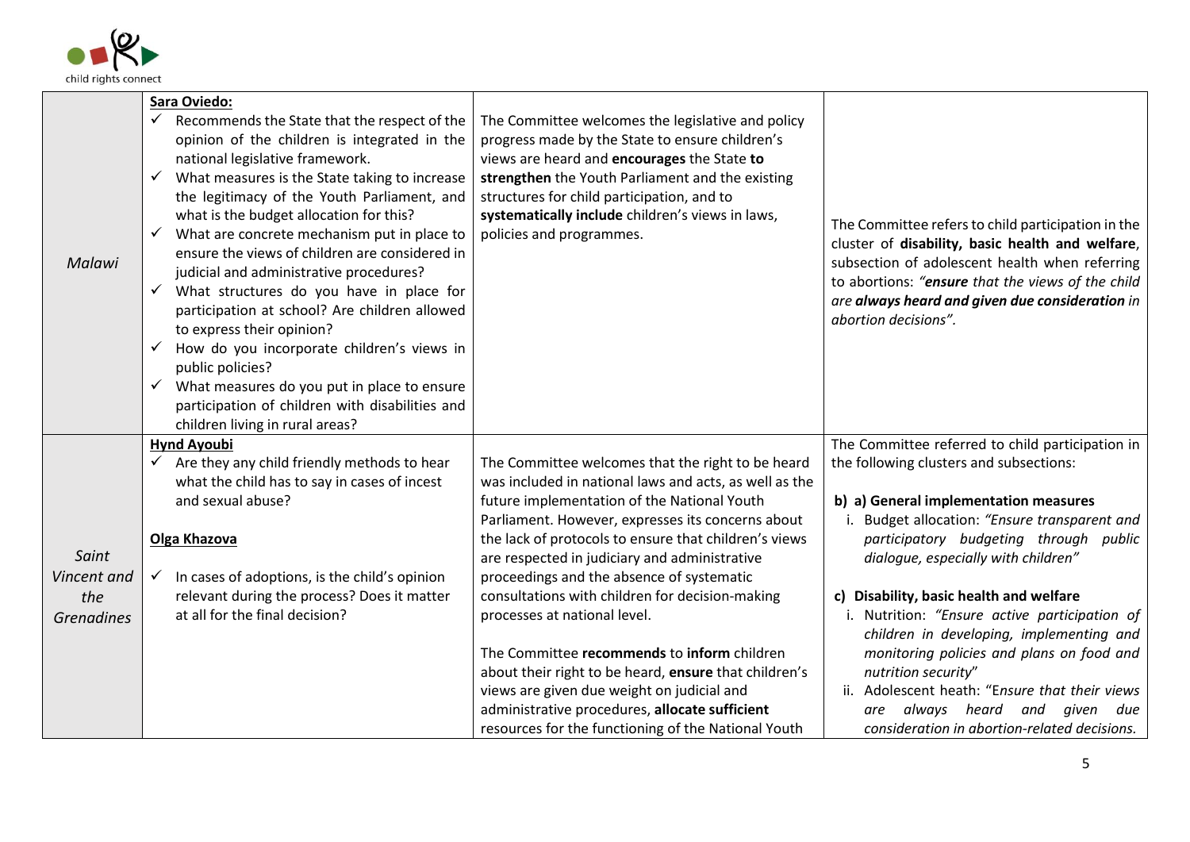| | | | |
|---|---|---|---|
| *Malawi* | **Sara Oviedo:**<br>✓ Recommends the State that the respect of the opinion of the children is integrated in the national legislative framework.<br>✓ What measures is the State taking to increase the legitimacy of the Youth Parliament, and what is the budget allocation for this?<br>✓ What are concrete mechanism put in place to ensure the views of children are considered in judicial and administrative procedures?<br>✓ What structures do you have in place for participation at school? Are children allowed to express their opinion?<br>✓ How do you incorporate children's views in public policies?<br>✓ What measures do you put in place to ensure participation of children with disabilities and children living in rural areas? | The Committee welcomes the legislative and policy progress made by the State to ensure children's views are heard and **encourages** the State **to strengthen** the Youth Parliament and the existing structures for child participation, and to **systematically include** children's views in laws, policies and programmes. | The Committee refers to child participation in the cluster of **disability, basic health and welfare**, subsection of adolescent health when referring to abortions: *"**ensure** that the views of the child are **always heard and given due consideration** in abortion decisions".* |
| *Saint Vincent and the Grenadines* | **Hynd Ayoubi**<br>✓ Are they any child friendly methods to hear what the child has to say in cases of incest and sexual abuse?<br><br>**Olga Khazova**<br>✓ In cases of adoptions, is the child's opinion relevant during the process? Does it matter at all for the final decision? | The Committee welcomes that the right to be heard was included in national laws and acts, as well as the future implementation of the National Youth Parliament. However, expresses its concerns about the lack of protocols to ensure that children's views are respected in judiciary and administrative proceedings and the absence of systematic consultations with children for decision-making processes at national level.<br><br>The Committee **recommends** to **inform** children about their right to be heard, **ensure** that children's views are given due weight on judicial and administrative procedures, **allocate sufficient** resources for the functioning of the National Youth | The Committee referred to child participation in the following clusters and subsections:<br><br>**b) a) General implementation measures**<br>i. Budget allocation: *"Ensure transparent and participatory budgeting through public dialogue, especially with children"*<br><br>**c) Disability, basic health and welfare**<br>i. Nutrition: *"Ensure active participation of children in developing, implementing and monitoring policies and plans on food and nutrition security"*<br>ii. Adolescent heath: "E*nsure that their views are always heard and given due consideration in abortion-related decisions.* |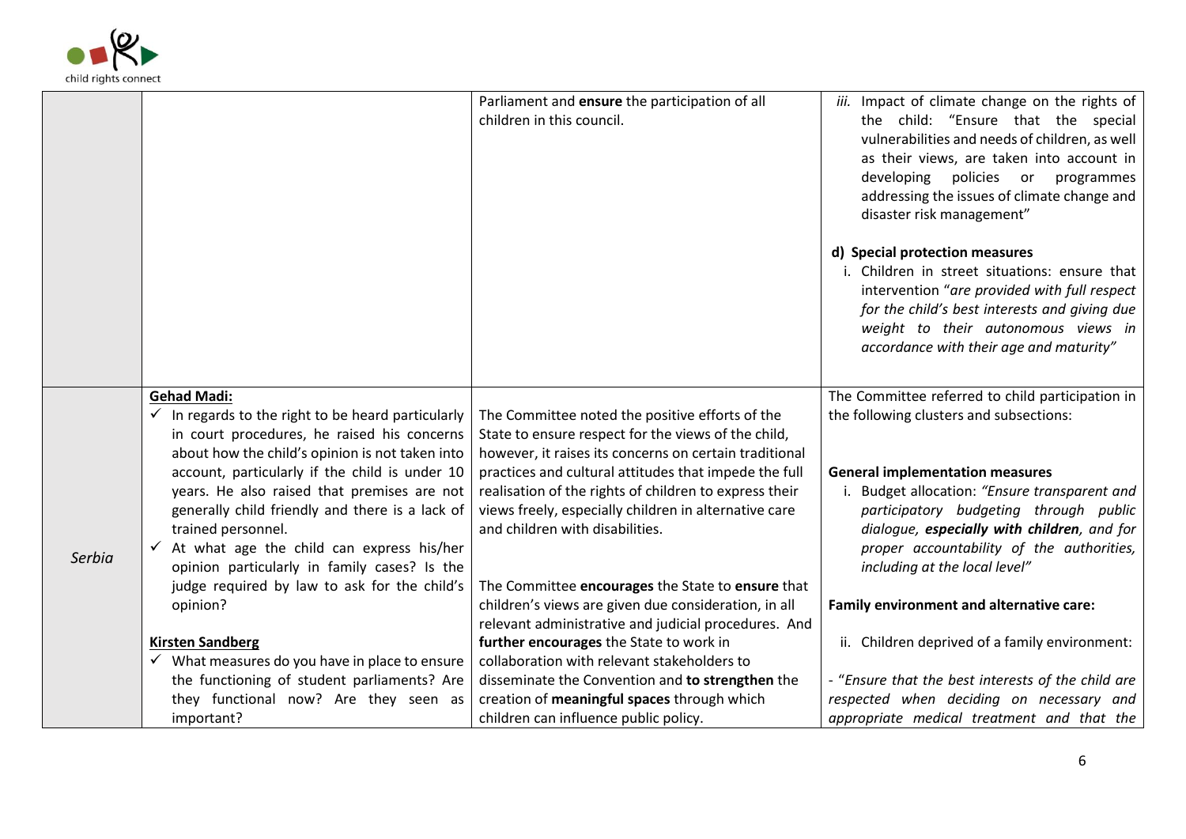| | | | |
|---|---|---|---|
| | | Parliament and **ensure** the participation of all children in this council. | *iii.* Impact of climate change on the rights of the child: "Ensure that the special vulnerabilities and needs of children, as well as their views, are taken into account in developing policies or programmes addressing the issues of climate change and disaster risk management"<br><br>**d) Special protection measures**<br>i. Children in street situations: ensure that intervention "*are provided with full respect for the child's best interests and giving due weight to their autonomous views in accordance with their age and maturity"* |
| *Serbia* | **Gehad Madi:**<br>✓ In regards to the right to be heard particularly in court procedures, he raised his concerns about how the child's opinion is not taken into account, particularly if the child is under 10 years. He also raised that premises are not generally child friendly and there is a lack of trained personnel.<br>✓ At what age the child can express his/her opinion particularly in family cases? Is the judge required by law to ask for the child's opinion?<br><br>**Kirsten Sandberg**<br>✓ What measures do you have in place to ensure the functioning of student parliaments? Are they functional now? Are they seen as important? | The Committee noted the positive efforts of the State to ensure respect for the views of the child, however, it raises its concerns on certain traditional practices and cultural attitudes that impede the full realisation of the rights of children to express their views freely, especially children in alternative care and children with disabilities.<br><br>The Committee **encourages** the State to **ensure** that children's views are given due consideration, in all relevant administrative and judicial procedures. And **further encourages** the State to work in collaboration with relevant stakeholders to disseminate the Convention and **to strengthen** the creation of **meaningful spaces** through which children can influence public policy. | The Committee referred to child participation in the following clusters and subsections:<br><br>**General implementation measures**<br>i. Budget allocation: *"Ensure transparent and participatory budgeting through public dialogue, **especially with children**, and for proper accountability of the authorities, including at the local level"*<br><br>**Family environment and alternative care:**<br><br>ii. Children deprived of a family environment:<br><br>- "*Ensure that the best interests of the child are respected when deciding on necessary and appropriate medical treatment and that the* |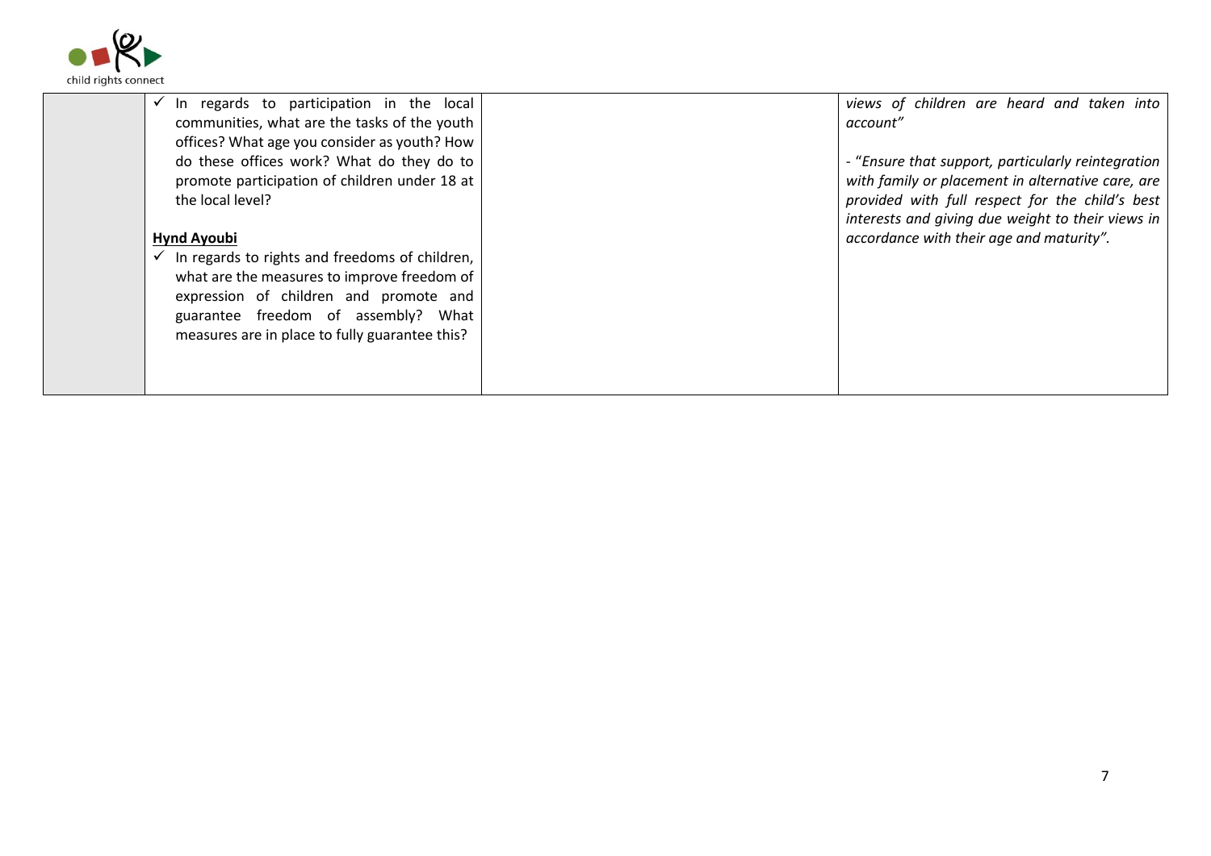| | | | |
|---|---|---|---|
| | ✓ In regards to participation in the local communities, what are the tasks of the youth offices? What age you consider as youth? How do these offices work? What do they do to promote participation of children under 18 at the local level?<br><br>**Hynd Ayoubi**<br>✓ In regards to rights and freedoms of children, what are the measures to improve freedom of expression of children and promote and guarantee freedom of assembly? What measures are in place to fully guarantee this? | | *views of children are heard and taken into account"*<br><br>- "*Ensure that support, particularly reintegration with family or placement in alternative care, are provided with full respect for the child's best interests and giving due weight to their views in accordance with their age and maturity".* |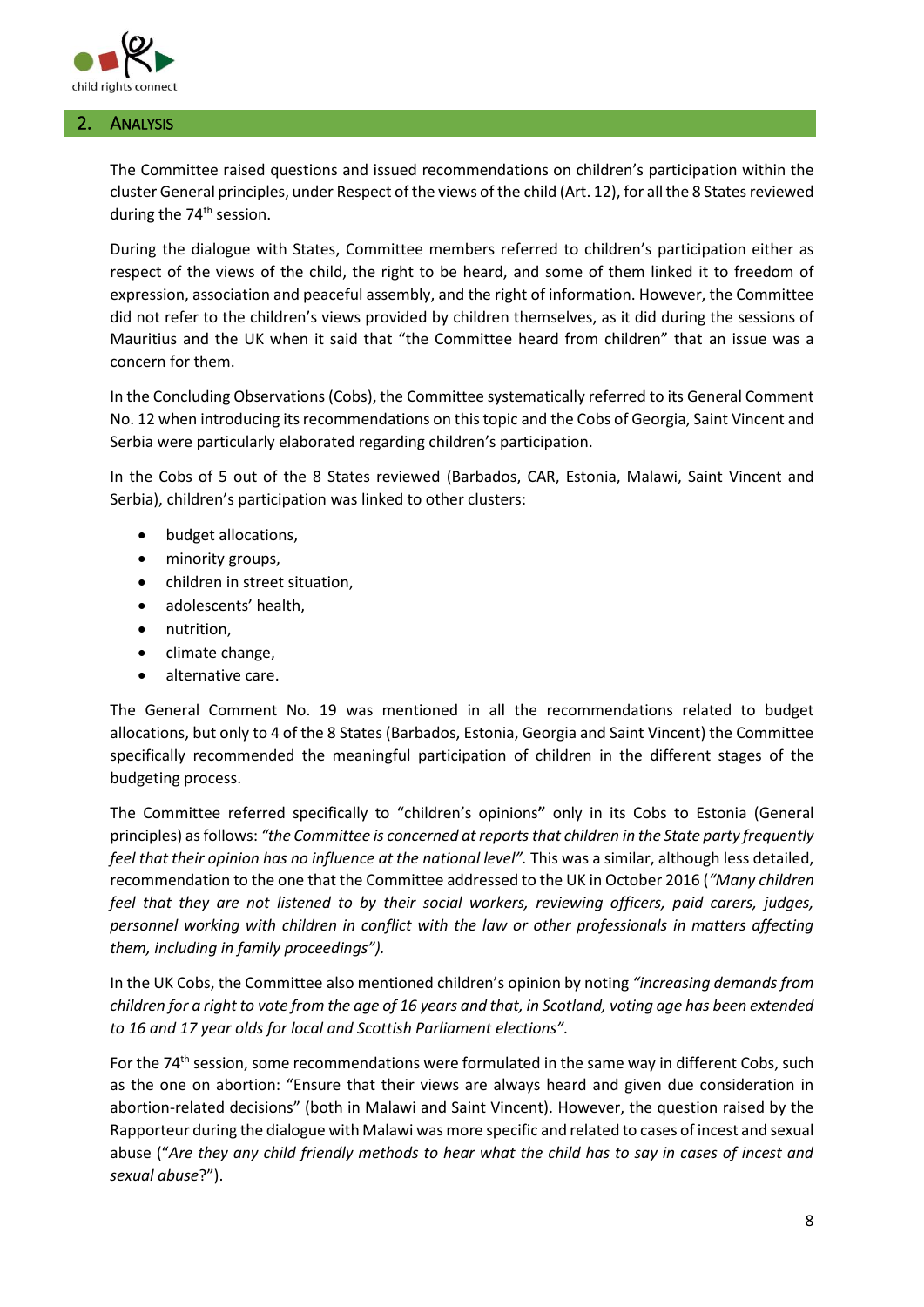## 2. Analysis

The Committee raised questions and issued recommendations on children's participation within the cluster General principles, under Respect of the views of the child (Art. 12), for all the 8 States reviewed during the 74th session.

During the dialogue with States, Committee members referred to children's participation either as respect of the views of the child, the right to be heard, and some of them linked it to freedom of expression, association and peaceful assembly, and the right of information. However, the Committee did not refer to the children's views provided by children themselves, as it did during the sessions of Mauritius and the UK when it said that "the Committee heard from children" that an issue was a concern for them.

In the Concluding Observations (Cobs), the Committee systematically referred to its General Comment No. 12 when introducing its recommendations on this topic and the Cobs of Georgia, Saint Vincent and Serbia were particularly elaborated regarding children's participation.

In the Cobs of 5 out of the 8 States reviewed (Barbados, CAR, Estonia, Malawi, Saint Vincent and Serbia), children's participation was linked to other clusters:

- budget allocations,
- minority groups,
- children in street situation,
- adolescents' health,
- nutrition,
- climate change,
- alternative care.

The General Comment No. 19 was mentioned in all the recommendations related to budget allocations, but only to 4 of the 8 States (Barbados, Estonia, Georgia and Saint Vincent) the Committee specifically recommended the meaningful participation of children in the different stages of the budgeting process.

The Committee referred specifically to "children's opinions**"** only in its Cobs to Estonia (General principles) as follows: *"the Committee is concerned at reports that children in the State party frequently feel that their opinion has no influence at the national level".* This was a similar, although less detailed, recommendation to the one that the Committee addressed to the UK in October 2016 (*"Many children feel that they are not listened to by their social workers, reviewing officers, paid carers, judges, personnel working with children in conflict with the law or other professionals in matters affecting them, including in family proceedings").*

In the UK Cobs, the Committee also mentioned children's opinion by noting *"increasing demands from children for a right to vote from the age of 16 years and that, in Scotland, voting age has been extended to 16 and 17 year olds for local and Scottish Parliament elections".*

For the 74th session, some recommendations were formulated in the same way in different Cobs, such as the one on abortion: "Ensure that their views are always heard and given due consideration in abortion-related decisions" (both in Malawi and Saint Vincent). However, the question raised by the Rapporteur during the dialogue with Malawi was more specific and related to cases of incest and sexual abuse ("*Are they any child friendly methods to hear what the child has to say in cases of incest and sexual abuse*?").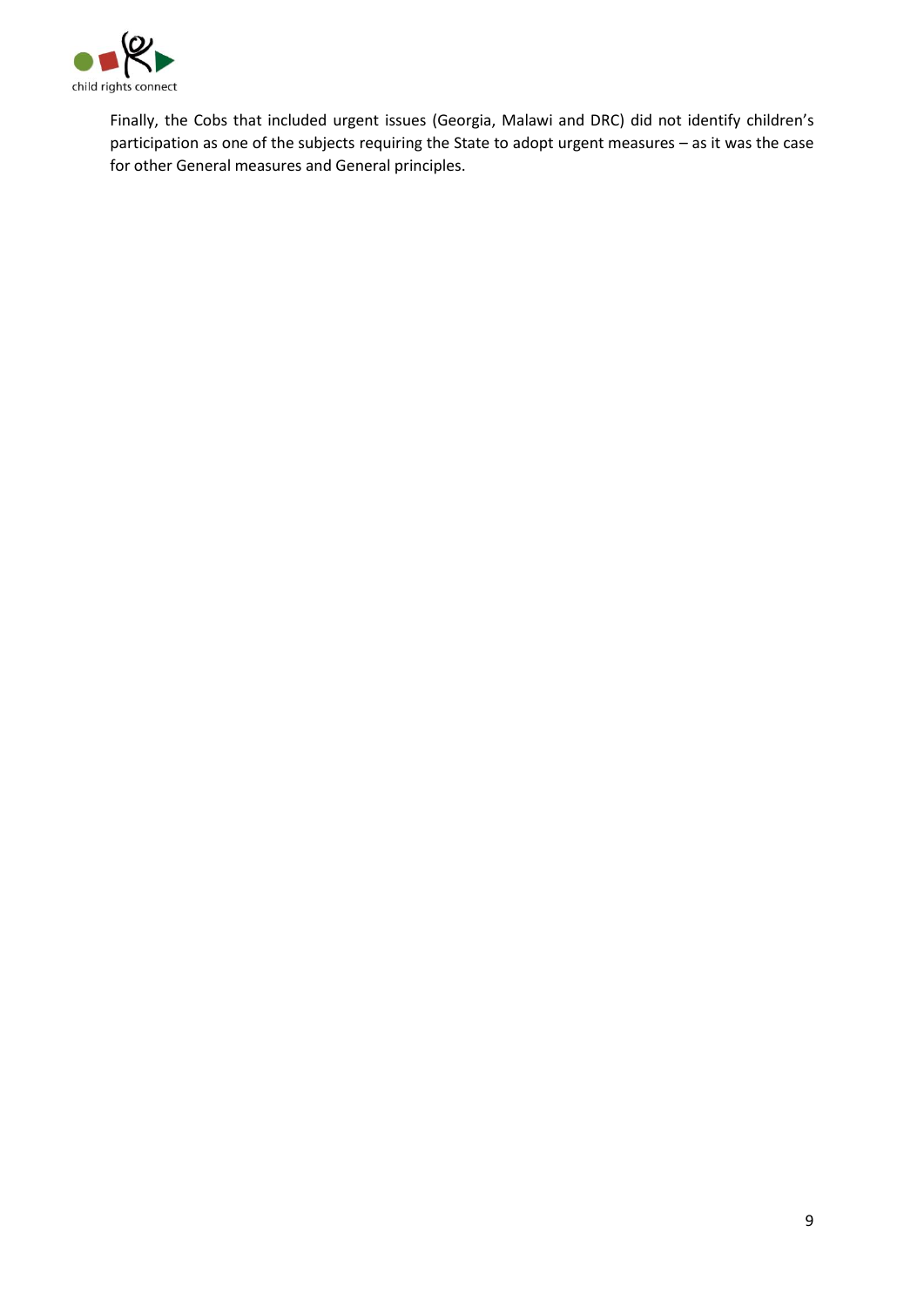Finally, the Cobs that included urgent issues (Georgia, Malawi and DRC) did not identify children's participation as one of the subjects requiring the State to adopt urgent measures – as it was the case for other General measures and General principles.